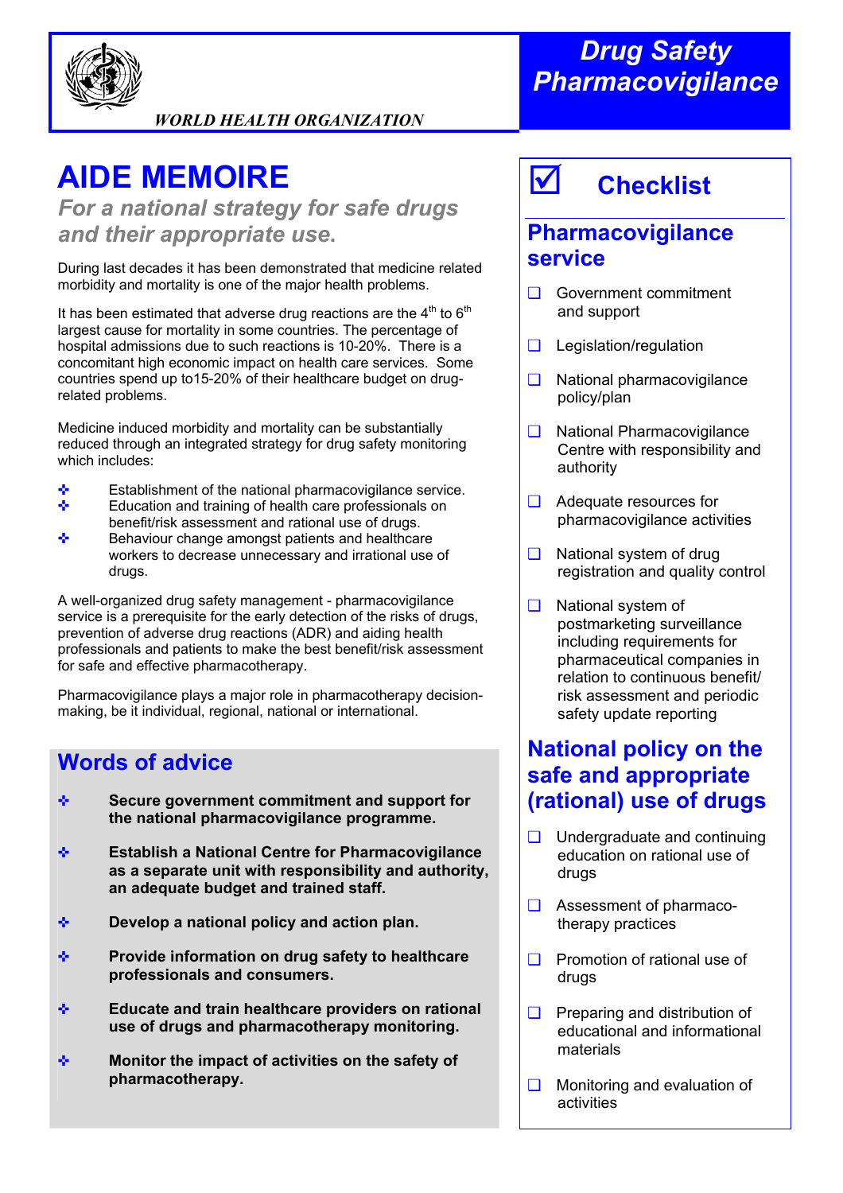WORLD HEALTH ORGANIZATION

# Drug Safety Pharmacovigilance

# AIDE MEMOIRE

## *For a national strategy for safe drugs and their appropriate use.*

During last decades it has been demonstrated that medicine related morbidity and mortality is one of the major health problems.

It has been estimated that adverse drug reactions are the 4th to 6th largest cause for mortality in some countries. The percentage of hospital admissions due to such reactions is 10-20%. There is a concomitant high economic impact on health care services. Some countries spend up to15-20% of their healthcare budget on drug-related problems.

Medicine induced morbidity and mortality can be substantially reduced through an integrated strategy for drug safety monitoring which includes:

- Establishment of the national pharmacovigilance service.
- Education and training of health care professionals on benefit/risk assessment and rational use of drugs.
- Behaviour change amongst patients and healthcare workers to decrease unnecessary and irrational use of drugs.

A well-organized drug safety management - pharmacovigilance service is a prerequisite for the early detection of the risks of drugs, prevention of adverse drug reactions (ADR) and aiding health professionals and patients to make the best benefit/risk assessment for safe and effective pharmacotherapy.

Pharmacovigilance plays a major role in pharmacotherapy decision-making, be it individual, regional, national or international.

## Words of advice

- **Secure government commitment and support for the national pharmacovigilance programme.**
- **Establish a National Centre for Pharmacovigilance as a separate unit with responsibility and authority, an adequate budget and trained staff.**
- **Develop a national policy and action plan.**
- **Provide information on drug safety to healthcare professionals and consumers.**
- **Educate and train healthcare providers on rational use of drugs and pharmacotherapy monitoring.**
- **Monitor the impact of activities on the safety of pharmacotherapy.**

## ☑ Checklist

### Pharmacovigilance service

- ❑ Government commitment and support
- ❑ Legislation/regulation
- ❑ National pharmacovigilance policy/plan
- ❑ National Pharmacovigilance Centre with responsibility and authority
- ❑ Adequate resources for pharmacovigilance activities
- ❑ National system of drug registration and quality control
- ❑ National system of postmarketing surveillance including requirements for pharmaceutical companies in relation to continuous benefit/ risk assessment and periodic safety update reporting

### National policy on the safe and appropriate (rational) use of drugs

- ❑ Undergraduate and continuing education on rational use of drugs
- ❑ Assessment of pharmaco-therapy practices
- ❑ Promotion of rational use of drugs
- ❑ Preparing and distribution of educational and informational materials
- ❑ Monitoring and evaluation of activities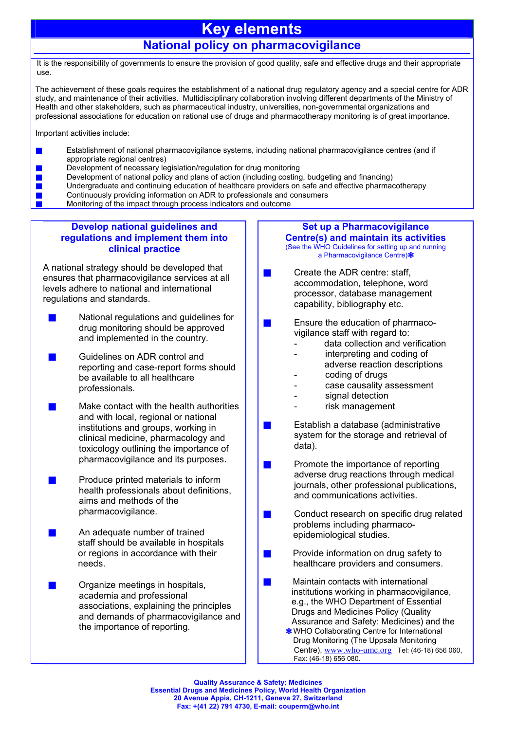# Key elements

## National policy on pharmacovigilance

It is the responsibility of governments to ensure the provision of good quality, safe and effective drugs and their appropriate use.

The achievement of these goals requires the establishment of a national drug regulatory agency and a special centre for ADR study, and maintenance of their activities. Multidisciplinary collaboration involving different departments of the Ministry of Health and other stakeholders, such as pharmaceutical industry, universities, non-governmental organizations and professional associations for education on rational use of drugs and pharmacotherapy monitoring is of great importance.

Important activities include:

- Establishment of national pharmacovigilance systems, including national pharmacovigilance centres (and if appropriate regional centres)
- Development of necessary legislation/regulation for drug monitoring
- Development of national policy and plans of action (including costing, budgeting and financing)
- Undergraduate and continuing education of healthcare providers on safe and effective pharmacotherapy
- Continuously providing information on ADR to professionals and consumers
- Monitoring of the impact through process indicators and outcome

### Develop national guidelines and regulations and implement them into clinical practice

A national strategy should be developed that ensures that pharmacovigilance services at all levels adhere to national and international regulations and standards.

- National regulations and guidelines for drug monitoring should be approved and implemented in the country.
- Guidelines on ADR control and reporting and case-report forms should be available to all healthcare professionals.
- Make contact with the health authorities and with local, regional or national institutions and groups, working in clinical medicine, pharmacology and toxicology outlining the importance of pharmacovigilance and its purposes.
- Produce printed materials to inform health professionals about definitions, aims and methods of the pharmacovigilance.
- An adequate number of trained staff should be available in hospitals or regions in accordance with their needs.
- Organize meetings in hospitals, academia and professional associations, explaining the principles and demands of pharmacovigilance and the importance of reporting.

### Set up a Pharmacovigilance Centre(s) and maintain its activities

(See the WHO Guidelines for setting up and running a Pharmacovigilance Centre)✱

- Create the ADR centre: staff, accommodation, telephone, word processor, database management capability, bibliography etc.
- Ensure the education of pharmacovigilance staff with regard to:
  - data collection and verification
  - interpreting and coding of adverse reaction descriptions
  - coding of drugs
  - case causality assessment
  - signal detection
  - risk management
- Establish a database (administrative system for the storage and retrieval of data).
- Promote the importance of reporting adverse drug reactions through medical journals, other professional publications, and communications activities.
- Conduct research on specific drug related problems including pharmaco-epidemiological studies.
- Provide information on drug safety to healthcare providers and consumers.
- Maintain contacts with international institutions working in pharmacovigilance, e.g., the WHO Department of Essential Drugs and Medicines Policy (Quality Assurance and Safety: Medicines) and the WHO Collaborating Centre for International Drug Monitoring (The Uppsala Monitoring Centre), www.who-umc.org Tel: (46-18) 656 060, Fax: (46-18) 656 080.

✱

**Quality Assurance & Safety: Medicines**
**Essential Drugs and Medicines Policy, World Health Organization**
**20 Avenue Appia, CH-1211, Geneva 27, Switzerland**
**Fax: +(41 22) 791 4730, E-mail: couperm@who.int**